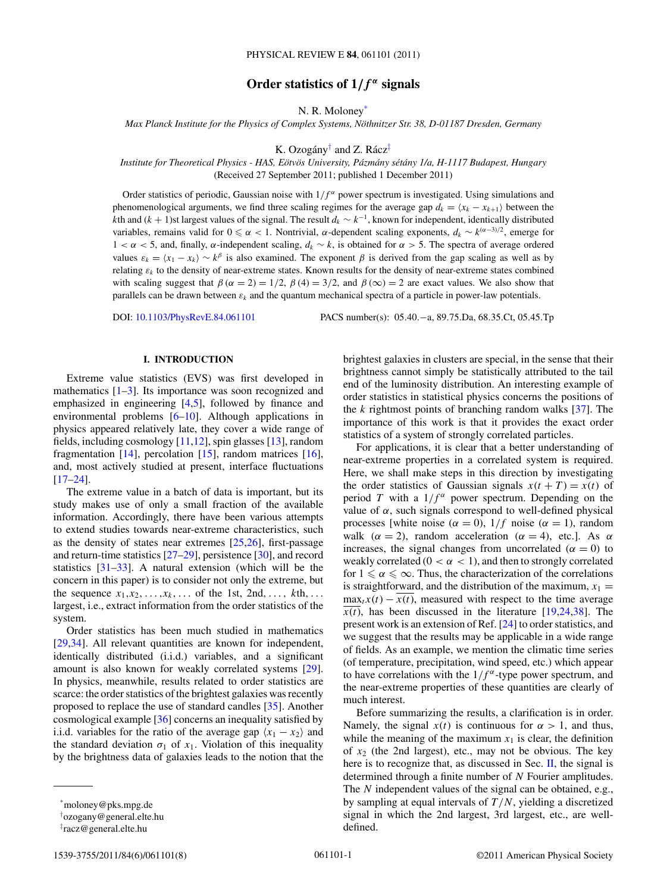# Order statistics of $1/f^{\alpha}$ signals

N. R. Moloney[*]

*Max Planck Institute for the Physics of Complex Systems, Nöthnitzer Str. 38, D-01187 Dresden, Germany*

K. Ozogány[†] and Z. Rácz[‡]

*Institute for Theoretical Physics - HAS, Eötvös University, Pázmány sétány 1/a, H-1117 Budapest, Hungary*

(Received 27 September 2011; published 1 December 2011)

Order statistics of periodic, Gaussian noise with $1/f^{\alpha}$ power spectrum is investigated. Using simulations and phenomenological arguments, we find three scaling regimes for the average gap $d_k = \langle x_k - x_{k+1} \rangle$ between the $k$th and $(k+1)$st largest values of the signal. The result $d_k \sim k^{-1}$, known for independent, identically distributed variables, remains valid for $0 \leqslant \alpha < 1$. Nontrivial, $\alpha$-dependent scaling exponents, $d_k \sim k^{(\alpha-3)/2}$, emerge for $1 < \alpha < 5$, and, finally, $\alpha$-independent scaling, $d_k \sim k$, is obtained for $\alpha > 5$. The spectra of average ordered values $\varepsilon_k = \langle x_1 - x_k \rangle \sim k^{\beta}$ is also examined. The exponent $\beta$ is derived from the gap scaling as well as by relating $\varepsilon_k$ to the density of near-extreme states. Known results for the density of near-extreme states combined with scaling suggest that $\beta(\alpha = 2) = 1/2$, $\beta(4) = 3/2$, and $\beta(\infty) = 2$ are exact values. We also show that parallels can be drawn between $\varepsilon_k$ and the quantum mechanical spectra of a particle in power-law potentials.

DOI: 10.1103/PhysRevE.84.061101 PACS number(s): 05.40.−a, 89.75.Da, 68.35.Ct, 05.45.Tp

## I. INTRODUCTION

Extreme value statistics (EVS) was first developed in mathematics [1–3]. Its importance was soon recognized and emphasized in engineering [4,5], followed by finance and environmental problems [6–10]. Although applications in physics appeared relatively late, they cover a wide range of fields, including cosmology [11,12], spin glasses [13], random fragmentation [14], percolation [15], random matrices [16], and, most actively studied at present, interface fluctuations [17–24].

The extreme value in a batch of data is important, but its study makes use of only a small fraction of the available information. Accordingly, there have been various attempts to extend studies towards near-extreme characteristics, such as the density of states near extremes [25,26], first-passage and return-time statistics [27–29], persistence [30], and record statistics [31–33]. A natural extension (which will be the concern in this paper) is to consider not only the extreme, but the sequence $x_1, x_2, \ldots, x_k, \ldots$ of the 1st, 2nd, $\ldots$, $k$th, $\ldots$ largest, i.e., extract information from the order statistics of the system.

Order statistics has been much studied in mathematics [29,34]. All relevant quantities are known for independent, identically distributed (i.i.d.) variables, and a significant amount is also known for weakly correlated systems [29]. In physics, meanwhile, results related to order statistics are scarce: the order statistics of the brightest galaxies was recently proposed to replace the use of standard candles [35]. Another cosmological example [36] concerns an inequality satisfied by i.i.d. variables for the ratio of the average gap $\langle x_1 - x_2 \rangle$ and the standard deviation $\sigma_1$ of $x_1$. Violation of this inequality by the brightness data of galaxies leads to the notion that the brightest galaxies in clusters are special, in the sense that their brightness cannot simply be statistically attributed to the tail end of the luminosity distribution. An interesting example of order statistics in statistical physics concerns the positions of the $k$ rightmost points of branching random walks [37]. The importance of this work is that it provides the exact order statistics of a system of strongly correlated particles.

For applications, it is clear that a better understanding of near-extreme properties in a correlated system is required. Here, we shall make steps in this direction by investigating the order statistics of Gaussian signals $x(t + T) = x(t)$ of period $T$ with a $1/f^{\alpha}$ power spectrum. Depending on the value of $\alpha$, such signals correspond to well-defined physical processes [white noise ($\alpha = 0$), $1/f$ noise ($\alpha = 1$), random walk ($\alpha = 2$), random acceleration ($\alpha = 4$), etc.]. As $\alpha$ increases, the signal changes from uncorrelated ($\alpha = 0$) to weakly correlated ($0 < \alpha < 1$), and then to strongly correlated for $1 \leqslant \alpha \leqslant \infty$. Thus, the characterization of the correlations is straightforward, and the distribution of the maximum, $x_1 = \max_t x(t) - \overline{x(t)}$, measured with respect to the time average $\overline{x(t)}$, has been discussed in the literature [19,24,38]. The present work is an extension of Ref. [24] to order statistics, and we suggest that the results may be applicable in a wide range of fields. As an example, we mention the climatic time series (of temperature, precipitation, wind speed, etc.) which appear to have correlations with the $1/f^{\alpha}$-type power spectrum, and the near-extreme properties of these quantities are clearly of much interest.

Before summarizing the results, a clarification is in order. Namely, the signal $x(t)$ is continuous for $\alpha > 1$, and thus, while the meaning of the maximum $x_1$ is clear, the definition of $x_2$ (the 2nd largest), etc., may not be obvious. The key here is to recognize that, as discussed in Sec. II, the signal is determined through a finite number of $N$ Fourier amplitudes. The $N$ independent values of the signal can be obtained, e.g., by sampling at equal intervals of $T/N$, yielding a discretized signal in which the 2nd largest, 3rd largest, etc., are well-defined.

---

[*]moloney@pks.mpg.de

[†]ozogany@general.elte.hu

[‡]racz@general.elte.hu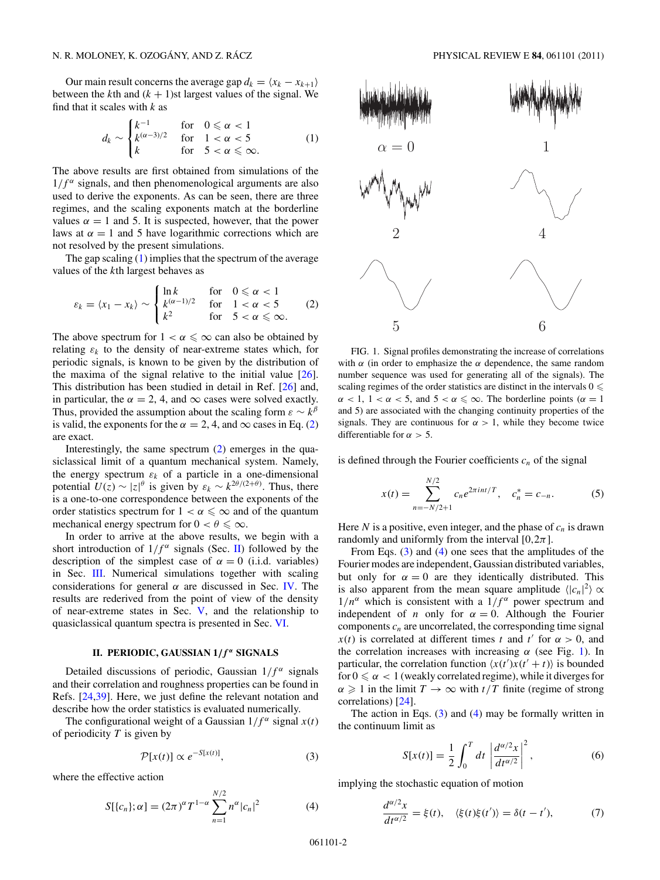Our main result concerns the average gap $d_k = \langle x_k - x_{k+1}\rangle$ between the $k$th and $(k+1)$st largest values of the signal. We find that it scales with $k$ as

$$d_k \sim \begin{cases} k^{-1} & \text{for} \quad 0 \leqslant \alpha < 1 \\ k^{(\alpha-3)/2} & \text{for} \quad 1 < \alpha < 5 \\ k & \text{for} \quad 5 < \alpha \leqslant \infty. \end{cases} \tag{1}$$

The above results are first obtained from simulations of the $1/f^\alpha$ signals, and then phenomenological arguments are also used to derive the exponents. As can be seen, there are three regimes, and the scaling exponents match at the borderline values $\alpha = 1$ and 5. It is suspected, however, that the power laws at $\alpha = 1$ and 5 have logarithmic corrections which are not resolved by the present simulations.

The gap scaling (1) implies that the spectrum of the average values of the $k$th largest behaves as

$$\varepsilon_k = \langle x_1 - x_k\rangle \sim \begin{cases} \ln k & \text{for} \quad 0 \leqslant \alpha < 1 \\ k^{(\alpha-1)/2} & \text{for} \quad 1 < \alpha < 5 \\ k^2 & \text{for} \quad 5 < \alpha \leqslant \infty. \end{cases} \tag{2}$$

The above spectrum for $1 < \alpha \leqslant \infty$ can also be obtained by relating $\varepsilon_k$ to the density of near-extreme states which, for periodic signals, is known to be given by the distribution of the maxima of the signal relative to the initial value [26]. This distribution has been studied in detail in Ref. [26] and, in particular, the $\alpha = 2$, 4, and $\infty$ cases were solved exactly. Thus, provided the assumption about the scaling form $\varepsilon \sim k^\beta$ is valid, the exponents for the $\alpha = 2$, 4, and $\infty$ cases in Eq. (2) are exact.

Interestingly, the same spectrum (2) emerges in the quasiclassical limit of a quantum mechanical system. Namely, the energy spectrum $\varepsilon_k$ of a particle in a one-dimensional potential $U(z) \sim |z|^\theta$ is given by $\varepsilon_k \sim k^{2\theta/(2+\theta)}$. Thus, there is a one-to-one correspondence between the exponents of the order statistics spectrum for $1 < \alpha \leqslant \infty$ and of the quantum mechanical energy spectrum for $0 < \theta \leqslant \infty$.

In order to arrive at the above results, we begin with a short introduction of $1/f^\alpha$ signals (Sec. II) followed by the description of the simplest case of $\alpha = 0$ (i.i.d. variables) in Sec. III. Numerical simulations together with scaling considerations for general $\alpha$ are discussed in Sec. IV. The results are rederived from the point of view of the density of near-extreme states in Sec. V, and the relationship to quasiclassical quantum spectra is presented in Sec. VI.

## II. PERIODIC, GAUSSIAN $1/f^\alpha$ SIGNALS

Detailed discussions of periodic, Gaussian $1/f^\alpha$ signals and their correlation and roughness properties can be found in Refs. [24,39]. Here, we just define the relevant notation and describe how the order statistics is evaluated numerically.

The configurational weight of a Gaussian $1/f^\alpha$ signal $x(t)$ of periodicity $T$ is given by

$$\mathcal{P}[x(t)] \propto e^{-S[x(t)]}, \tag{3}$$

where the effective action

$$S[\{c_n\};\alpha] = (2\pi)^\alpha T^{1-\alpha} \sum_{n=1}^{N/2} n^\alpha |c_n|^2 \tag{4}$$

FIG. 1. Signal profiles demonstrating the increase of correlations with $\alpha$ (in order to emphasize the $\alpha$ dependence, the same random number sequence was used for generating all of the signals). The scaling regimes of the order statistics are distinct in the intervals $0 \leqslant \alpha < 1$, $1 < \alpha < 5$, and $5 < \alpha \leqslant \infty$. The borderline points ($\alpha = 1$ and 5) are associated with the changing continuity properties of the signals. They are continuous for $\alpha > 1$, while they become twice differentiable for $\alpha > 5$.

is defined through the Fourier coefficients $c_n$ of the signal

$$x(t) = \sum_{n=-N/2+1}^{N/2} c_n e^{2\pi i n t/T}, \quad c_n^* = c_{-n}. \tag{5}$$

Here $N$ is a positive, even integer, and the phase of $c_n$ is drawn randomly and uniformly from the interval $[0,2\pi]$.

From Eqs. (3) and (4) one sees that the amplitudes of the Fourier modes are independent, Gaussian distributed variables, but only for $\alpha = 0$ are they identically distributed. This is also apparent from the mean square amplitude $\langle |c_n|^2\rangle \propto 1/n^\alpha$ which is consistent with a $1/f^\alpha$ power spectrum and independent of $n$ only for $\alpha = 0$. Although the Fourier components $c_n$ are uncorrelated, the corresponding time signal $x(t)$ is correlated at different times $t$ and $t'$ for $\alpha > 0$, and the correlation increases with increasing $\alpha$ (see Fig. 1). In particular, the correlation function $\langle x(t')x(t'+t)\rangle$ is bounded for $0 \leqslant \alpha < 1$ (weakly correlated regime), while it diverges for $\alpha \geqslant 1$ in the limit $T \to \infty$ with $t/T$ finite (regime of strong correlations) [24].

The action in Eqs. (3) and (4) may be formally written in the continuum limit as

$$S[x(t)] = \frac{1}{2}\int_0^T dt \left|\frac{d^{\alpha/2}x}{dt^{\alpha/2}}\right|^2, \tag{6}$$

implying the stochastic equation of motion

$$\frac{d^{\alpha/2}x}{dt^{\alpha/2}} = \xi(t), \quad \langle \xi(t)\xi(t')\rangle = \delta(t-t'), \tag{7}$$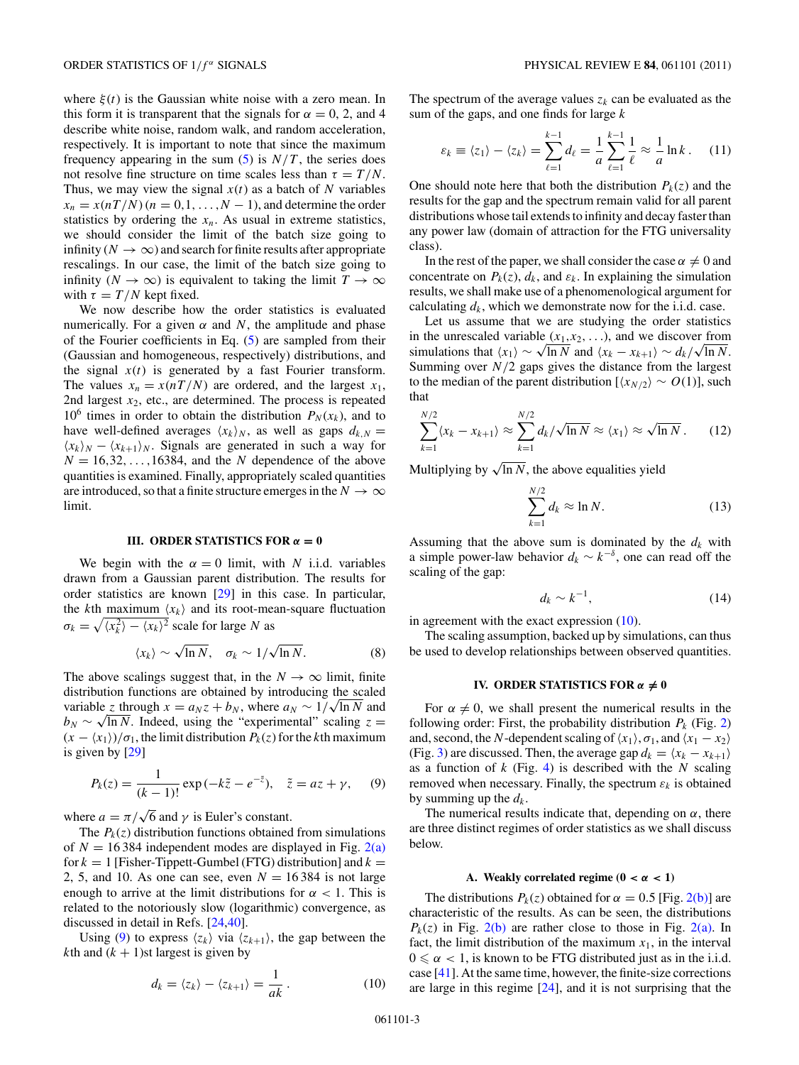where $\xi(t)$ is the Gaussian white noise with a zero mean. In this form it is transparent that the signals for $\alpha = 0$, 2, and 4 describe white noise, random walk, and random acceleration, respectively. It is important to note that since the maximum frequency appearing in the sum (5) is $N/T$, the series does not resolve fine structure on time scales less than $\tau = T/N$. Thus, we may view the signal $x(t)$ as a batch of $N$ variables $x_n = x(nT/N)\,(n = 0,1,\ldots,N-1)$, and determine the order statistics by ordering the $x_n$. As usual in extreme statistics, we should consider the limit of the batch size going to infinity ($N \to \infty$) and search for finite results after appropriate rescalings. In our case, the limit of the batch size going to infinity ($N \to \infty$) is equivalent to taking the limit $T \to \infty$ with $\tau = T/N$ kept fixed.

We now describe how the order statistics is evaluated numerically. For a given $\alpha$ and $N$, the amplitude and phase of the Fourier coefficients in Eq. (5) are sampled from their (Gaussian and homogeneous, respectively) distributions, and the signal $x(t)$ is generated by a fast Fourier transform. The values $x_n = x(nT/N)$ are ordered, and the largest $x_1$, 2nd largest $x_2$, etc., are determined. The process is repeated $10^6$ times in order to obtain the distribution $P_N(x_k)$, and to have well-defined averages $\langle x_k\rangle_N$, as well as gaps $d_{k,N} = \langle x_k\rangle_N - \langle x_{k+1}\rangle_N$. Signals are generated in such a way for $N = 16,32,\ldots,16384$, and the $N$ dependence of the above quantities is examined. Finally, appropriately scaled quantities are introduced, so that a finite structure emerges in the $N \to \infty$ limit.

### III. ORDER STATISTICS FOR $\alpha = 0$

We begin with the $\alpha = 0$ limit, with $N$ i.i.d. variables drawn from a Gaussian parent distribution. The results for order statistics are known [29] in this case. In particular, the $k$th maximum $\langle x_k\rangle$ and its root-mean-square fluctuation $\sigma_k = \sqrt{\langle x_k^2\rangle - \langle x_k\rangle^2}$ scale for large $N$ as

$$\langle x_k\rangle \sim \sqrt{\ln N}, \quad \sigma_k \sim 1/\sqrt{\ln N}. \tag{8}$$

The above scalings suggest that, in the $N \to \infty$ limit, finite distribution functions are obtained by introducing the scaled variable $z$ through $x = a_N z + b_N$, where $a_N \sim 1/\sqrt{\ln N}$ and $b_N \sim \sqrt{\ln N}$. Indeed, using the "experimental" scaling $z = (x - \langle x_1\rangle)/\sigma_1$, the limit distribution $P_k(z)$ for the $k$th maximum is given by [29]

$$P_k(z) = \frac{1}{(k-1)!}\exp\left(-k\tilde{z} - e^{-\tilde{z}}\right), \quad \tilde{z} = az + \gamma, \tag{9}$$

where $a = \pi/\sqrt{6}$ and $\gamma$ is Euler's constant.

The $P_k(z)$ distribution functions obtained from simulations of $N = 16\,384$ independent modes are displayed in Fig. 2(a) for $k = 1$ [Fisher-Tippett-Gumbel (FTG) distribution] and $k = 2$, 5, and 10. As one can see, even $N = 16\,384$ is not large enough to arrive at the limit distributions for $\alpha < 1$. This is related to the notoriously slow (logarithmic) convergence, as discussed in detail in Refs. [24,40].

Using (9) to express $\langle z_k\rangle$ via $\langle z_{k+1}\rangle$, the gap between the $k$th and $(k+1)$st largest is given by

$$d_k = \langle z_k\rangle - \langle z_{k+1}\rangle = \frac{1}{ak}. \tag{10}$$

The spectrum of the average values $z_k$ can be evaluated as the sum of the gaps, and one finds for large $k$

$$\varepsilon_k \equiv \langle z_1\rangle - \langle z_k\rangle = \sum_{\ell=1}^{k-1} d_\ell = \frac{1}{a}\sum_{\ell=1}^{k-1}\frac{1}{\ell} \approx \frac{1}{a}\ln k. \tag{11}$$

One should note here that both the distribution $P_k(z)$ and the results for the gap and the spectrum remain valid for all parent distributions whose tail extends to infinity and decay faster than any power law (domain of attraction for the FTG universality class).

In the rest of the paper, we shall consider the case $\alpha \neq 0$ and concentrate on $P_k(z)$, $d_k$, and $\varepsilon_k$. In explaining the simulation results, we shall make use of a phenomenological argument for calculating $d_k$, which we demonstrate now for the i.i.d. case.

Let us assume that we are studying the order statistics in the unrescaled variable $(x_1,x_2,\ldots)$, and we discover from simulations that $\langle x_1\rangle \sim \sqrt{\ln N}$ and $\langle x_k - x_{k+1}\rangle \sim d_k/\sqrt{\ln N}$. Summing over $N/2$ gaps gives the distance from the largest to the median of the parent distribution [$\langle x_{N/2}\rangle \sim O(1)$], such that

$$\sum_{k=1}^{N/2}\langle x_k - x_{k+1}\rangle \approx \sum_{k=1}^{N/2} d_k/\sqrt{\ln N} \approx \langle x_1\rangle \approx \sqrt{\ln N}\,. \tag{12}$$

Multiplying by $\sqrt{\ln N}$, the above equalities yield

$$\sum_{k=1}^{N/2} d_k \approx \ln N. \tag{13}$$

Assuming that the above sum is dominated by the $d_k$ with a simple power-law behavior $d_k \sim k^{-\delta}$, one can read off the scaling of the gap:

$$d_k \sim k^{-1}, \tag{14}$$

in agreement with the exact expression (10).

The scaling assumption, backed up by simulations, can thus be used to develop relationships between observed quantities.

### IV. ORDER STATISTICS FOR $\alpha \neq 0$

For $\alpha \neq 0$, we shall present the numerical results in the following order: First, the probability distribution $P_k$ (Fig. 2) and, second, the $N$-dependent scaling of $\langle x_1\rangle$, $\sigma_1$, and $\langle x_1 - x_2\rangle$ (Fig. 3) are discussed. Then, the average gap $d_k = \langle x_k - x_{k+1}\rangle$ as a function of $k$ (Fig. 4) is described with the $N$ scaling removed when necessary. Finally, the spectrum $\varepsilon_k$ is obtained by summing up the $d_k$.

The numerical results indicate that, depending on $\alpha$, there are three distinct regimes of order statistics as we shall discuss below.

#### A. Weakly correlated regime ($0 < \alpha < 1$)

The distributions $P_k(z)$ obtained for $\alpha = 0.5$ [Fig. 2(b)] are characteristic of the results. As can be seen, the distributions $P_k(z)$ in Fig. 2(b) are rather close to those in Fig. 2(a). In fact, the limit distribution of the maximum $x_1$, in the interval $0 \leqslant \alpha < 1$, is known to be FTG distributed just as in the i.i.d. case [41]. At the same time, however, the finite-size corrections are large in this regime [24], and it is not surprising that the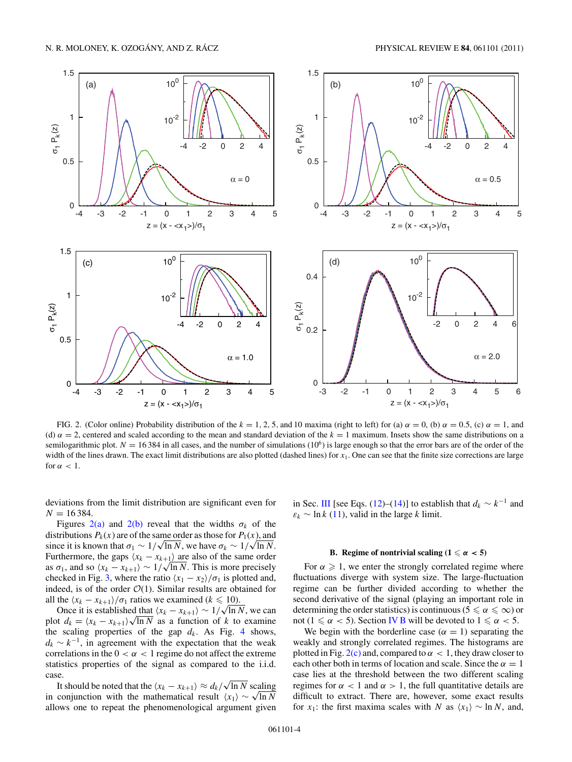FIG. 2. (Color online) Probability distribution of the $k = 1, 2, 5$, and 10 maxima (right to left) for (a) $\alpha = 0$, (b) $\alpha = 0.5$, (c) $\alpha = 1$, and (d) $\alpha = 2$, centered and scaled according to the mean and standard deviation of the $k = 1$ maximum. Insets show the same distributions on a semilogarithmic plot. $N = 16\,384$ in all cases, and the number of simulations ($10^6$) is large enough so that the error bars are of the order of the width of the lines drawn. The exact limit distributions are also plotted (dashed lines) for $x_1$. One can see that the finite size corrections are large for $\alpha < 1$.

deviations from the limit distribution are significant even for $N = 16\,384$.

Figures 2(a) and 2(b) reveal that the widths $\sigma_k$ of the distributions $P_k(x)$ are of the same order as those for $P_1(x)$, and since it is known that $\sigma_1 \sim 1/\sqrt{\ln N}$, we have $\sigma_k \sim 1/\sqrt{\ln N}$. Furthermore, the gaps $\langle x_k - x_{k+1}\rangle$ are also of the same order as $\sigma_1$, and so $\langle x_k - x_{k+1}\rangle \sim 1/\sqrt{\ln N}$. This is more precisely checked in Fig. 3, where the ratio $\langle x_1 - x_2\rangle/\sigma_1$ is plotted and, indeed, is of the order $\mathcal{O}(1)$. Similar results are obtained for all the $\langle x_k - x_{k+1}\rangle/\sigma_1$ ratios we examined ($k \leqslant 10$).

Once it is established that $\langle x_k - x_{k+1}\rangle \sim 1/\sqrt{\ln N}$, we can plot $d_k = \langle x_k - x_{k+1}\rangle\sqrt{\ln N}$ as a function of $k$ to examine the scaling properties of the gap $d_k$. As Fig. 4 shows, $d_k \sim k^{-1}$, in agreement with the expectation that the weak correlations in the $0 < \alpha < 1$ regime do not affect the extreme statistics properties of the signal as compared to the i.i.d. case.

It should be noted that the $\langle x_k - x_{k+1}\rangle \approx d_k/\sqrt{\ln N}$ scaling in conjunction with the mathematical result $\langle x_1\rangle \sim \sqrt{\ln N}$ allows one to repeat the phenomenological argument given in Sec. III [see Eqs. (12)–(14)] to establish that $d_k \sim k^{-1}$ and $\varepsilon_k \sim \ln k$ (11), valid in the large $k$ limit.

### B. Regime of nontrivial scaling ($1 \leqslant \alpha < 5$)

For $\alpha \geqslant 1$, we enter the strongly correlated regime where fluctuations diverge with system size. The large-fluctuation regime can be further divided according to whether the second derivative of the signal (playing an important role in determining the order statistics) is continuous ($5 \leqslant \alpha \leqslant \infty$) or not ($1 \leqslant \alpha < 5$). Section IV B will be devoted to $1 \leqslant \alpha < 5$.

We begin with the borderline case ($\alpha = 1$) separating the weakly and strongly correlated regimes. The histograms are plotted in Fig. 2(c) and, compared to $\alpha < 1$, they draw closer to each other both in terms of location and scale. Since the $\alpha = 1$ case lies at the threshold between the two different scaling regimes for $\alpha < 1$ and $\alpha > 1$, the full quantitative details are difficult to extract. There are, however, some exact results for $x_1$: the first maxima scales with $N$ as $\langle x_1\rangle \sim \ln N$, and,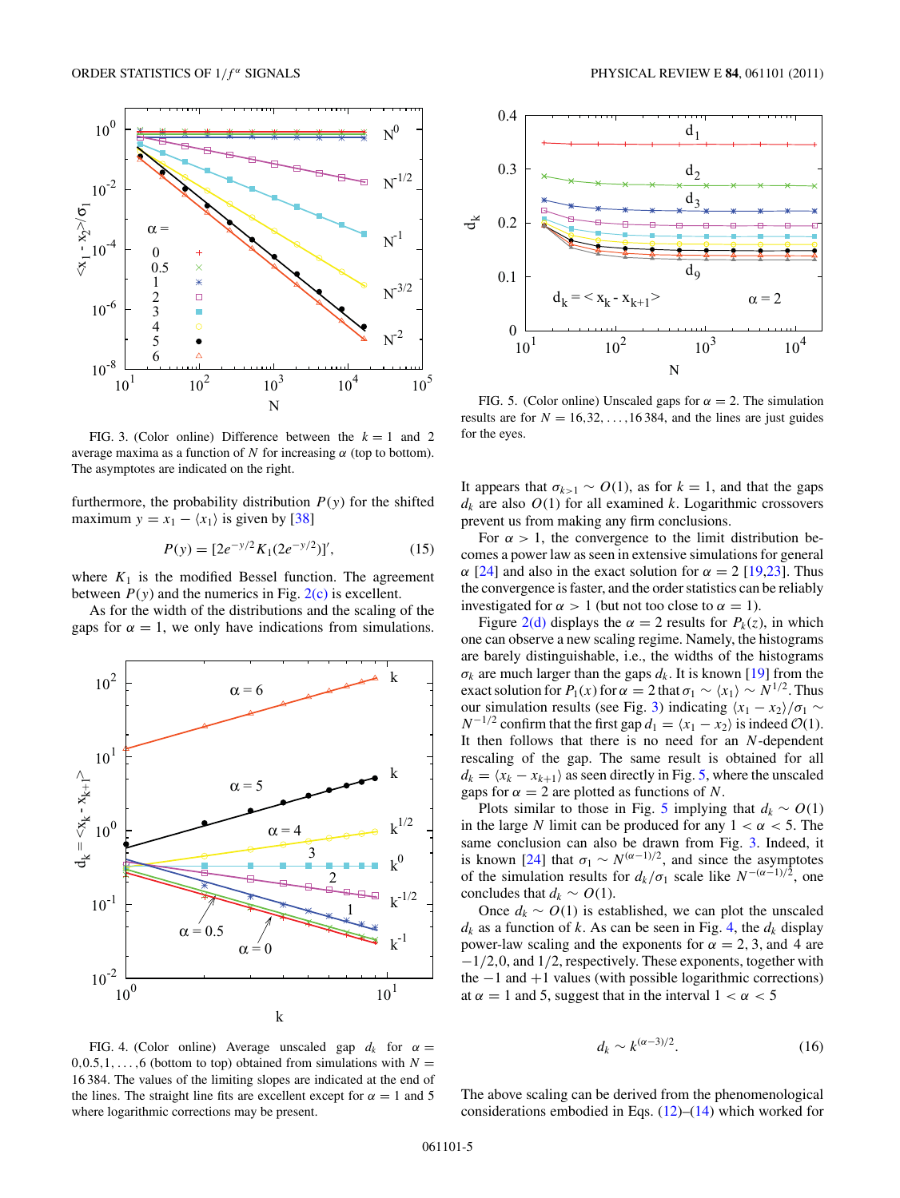FIG. 3. (Color online) Difference between the $k = 1$ and 2 average maxima as a function of $N$ for increasing $\alpha$ (top to bottom). The asymptotes are indicated on the right.

furthermore, the probability distribution $P(y)$ for the shifted maximum $y = x_1 - \langle x_1 \rangle$ is given by [38]

$$P(y) = [2e^{-y/2} K_1(2e^{-y/2})]', \tag{15}$$

where $K_1$ is the modified Bessel function. The agreement between $P(y)$ and the numerics in Fig. 2(c) is excellent.

As for the width of the distributions and the scaling of the gaps for $\alpha = 1$, we only have indications from simulations.

FIG. 4. (Color online) Average unscaled gap $d_k$ for $\alpha = 0, 0.5, 1, \ldots, 6$ (bottom to top) obtained from simulations with $N = 16\,384$. The values of the limiting slopes are indicated at the end of the lines. The straight line fits are excellent except for $\alpha = 1$ and 5 where logarithmic corrections may be present.

FIG. 5. (Color online) Unscaled gaps for $\alpha = 2$. The simulation results are for $N = 16, 32, \ldots, 16\,384$, and the lines are just guides for the eyes.

It appears that $\sigma_{k>1} \sim O(1)$, as for $k = 1$, and that the gaps $d_k$ are also $O(1)$ for all examined $k$. Logarithmic crossovers prevent us from making any firm conclusions.

For $\alpha > 1$, the convergence to the limit distribution becomes a power law as seen in extensive simulations for general $\alpha$ [24] and also in the exact solution for $\alpha = 2$ [19,23]. Thus the convergence is faster, and the order statistics can be reliably investigated for $\alpha > 1$ (but not too close to $\alpha = 1$).

Figure 2(d) displays the $\alpha = 2$ results for $P_k(z)$, in which one can observe a new scaling regime. Namely, the histograms are barely distinguishable, i.e., the widths of the histograms $\sigma_k$ are much larger than the gaps $d_k$. It is known [19] from the exact solution for $P_1(x)$ for $\alpha = 2$ that $\sigma_1 \sim \langle x_1 \rangle \sim N^{1/2}$. Thus our simulation results (see Fig. 3) indicating $\langle x_1 - x_2 \rangle / \sigma_1 \sim N^{-1/2}$ confirm that the first gap $d_1 = \langle x_1 - x_2 \rangle$ is indeed $\mathcal{O}(1)$. It then follows that there is no need for an $N$-dependent rescaling of the gap. The same result is obtained for all $d_k = \langle x_k - x_{k+1} \rangle$ as seen directly in Fig. 5, where the unscaled gaps for $\alpha = 2$ are plotted as functions of $N$.

Plots similar to those in Fig. 5 implying that $d_k \sim O(1)$ in the large $N$ limit can be produced for any $1 < \alpha < 5$. The same conclusion can also be drawn from Fig. 3. Indeed, it is known [24] that $\sigma_1 \sim N^{(\alpha-1)/2}$, and since the asymptotes of the simulation results for $d_k/\sigma_1$ scale like $N^{-(\alpha-1)/2}$, one concludes that $d_k \sim O(1)$.

Once $d_k \sim O(1)$ is established, we can plot the unscaled $d_k$ as a function of $k$. As can be seen in Fig. 4, the $d_k$ display power-law scaling and the exponents for $\alpha = 2$, 3, and 4 are $-1/2, 0$, and $1/2$, respectively. These exponents, together with the $-1$ and $+1$ values (with possible logarithmic corrections) at $\alpha = 1$ and 5, suggest that in the interval $1 < \alpha < 5$

$$d_k \sim k^{(\alpha-3)/2}. \tag{16}$$

The above scaling can be derived from the phenomenological considerations embodied in Eqs. (12)–(14) which worked for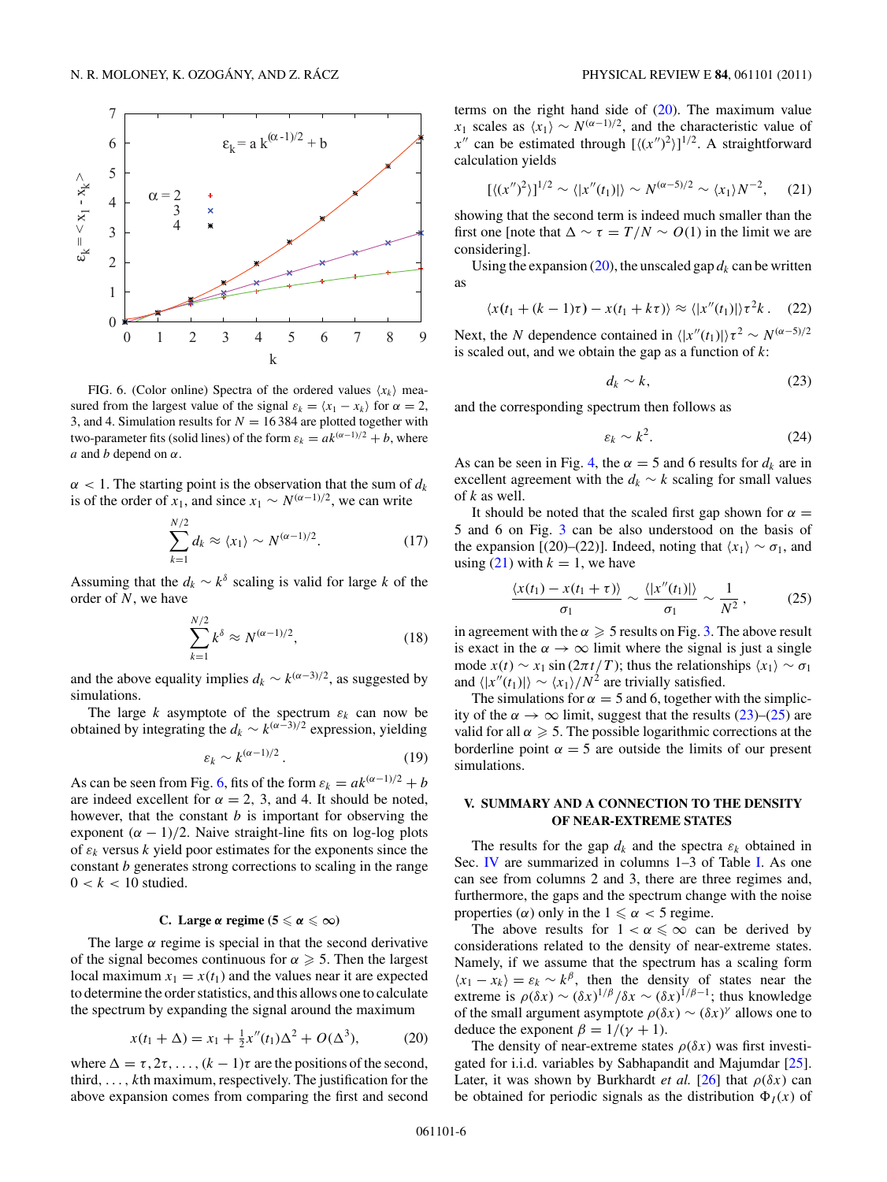FIG. 6. (Color online) Spectra of the ordered values $\langle x_k \rangle$ measured from the largest value of the signal $\varepsilon_k = \langle x_1 - x_k \rangle$ for $\alpha = 2$, 3, and 4. Simulation results for $N = 16\,384$ are plotted together with two-parameter fits (solid lines) of the form $\varepsilon_k = a k^{(\alpha-1)/2} + b$, where $a$ and $b$ depend on $\alpha$.

$\alpha < 1$. The starting point is the observation that the sum of $d_k$ is of the order of $x_1$, and since $x_1 \sim N^{(\alpha-1)/2}$, we can write

$$\sum_{k=1}^{N/2} d_k \approx \langle x_1 \rangle \sim N^{(\alpha-1)/2}. \tag{17}$$

Assuming that the $d_k \sim k^\delta$ scaling is valid for large $k$ of the order of $N$, we have

$$\sum_{k=1}^{N/2} k^\delta \approx N^{(\alpha-1)/2}, \tag{18}$$

and the above equality implies $d_k \sim k^{(\alpha-3)/2}$, as suggested by simulations.

The large $k$ asymptote of the spectrum $\varepsilon_k$ can now be obtained by integrating the $d_k \sim k^{(\alpha-3)/2}$ expression, yielding

$$\varepsilon_k \sim k^{(\alpha-1)/2}\,. \tag{19}$$

As can be seen from Fig. 6, fits of the form $\varepsilon_k = a k^{(\alpha-1)/2} + b$ are indeed excellent for $\alpha = 2$, 3, and 4. It should be noted, however, that the constant $b$ is important for observing the exponent $(\alpha-1)/2$. Naive straight-line fits on log-log plots of $\varepsilon_k$ versus $k$ yield poor estimates for the exponents since the constant $b$ generates strong corrections to scaling in the range $0 < k < 10$ studied.

### C. Large $\alpha$ regime ($5 \leqslant \alpha \leqslant \infty$)

The large $\alpha$ regime is special in that the second derivative of the signal becomes continuous for $\alpha \geqslant 5$. Then the largest local maximum $x_1 = x(t_1)$ and the values near it are expected to determine the order statistics, and this allows one to calculate the spectrum by expanding the signal around the maximum

$$x(t_1 + \Delta) = x_1 + \tfrac{1}{2} x''(t_1)\Delta^2 + O(\Delta^3), \tag{20}$$

where $\Delta = \tau, 2\tau, \ldots, (k-1)\tau$ are the positions of the second, third, ..., $k$th maximum, respectively. The justification for the above expansion comes from comparing the first and second terms on the right hand side of (20). The maximum value $x_1$ scales as $\langle x_1 \rangle \sim N^{(\alpha-1)/2}$, and the characteristic value of $x''$ can be estimated through $[\langle (x'')^2 \rangle]^{1/2}$. A straightforward calculation yields

$$[\langle (x'')^2 \rangle]^{1/2} \sim \langle |x''(t_1)| \rangle \sim N^{(\alpha-5)/2} \sim \langle x_1 \rangle N^{-2}, \tag{21}$$

showing that the second term is indeed much smaller than the first one [note that $\Delta \sim \tau = T/N \sim O(1)$ in the limit we are considering].

Using the expansion (20), the unscaled gap $d_k$ can be written as

$$\langle x(t_1 + (k-1)\tau) - x(t_1 + k\tau) \rangle \approx \langle |x''(t_1)| \rangle \tau^2 k\,. \tag{22}$$

Next, the $N$ dependence contained in $\langle |x''(t_1)| \rangle \tau^2 \sim N^{(\alpha-5)/2}$ is scaled out, and we obtain the gap as a function of $k$:

$$d_k \sim k, \tag{23}$$

and the corresponding spectrum then follows as

$$\varepsilon_k \sim k^2. \tag{24}$$

As can be seen in Fig. 4, the $\alpha = 5$ and 6 results for $d_k$ are in excellent agreement with the $d_k \sim k$ scaling for small values of $k$ as well.

It should be noted that the scaled first gap shown for $\alpha = 5$ and 6 on Fig. 3 can be also understood on the basis of the expansion [(20)–(22)]. Indeed, noting that $\langle x_1 \rangle \sim \sigma_1$, and using (21) with $k = 1$, we have

$$\frac{\langle x(t_1) - x(t_1 + \tau) \rangle}{\sigma_1} \sim \frac{\langle |x''(t_1)| \rangle}{\sigma_1} \sim \frac{1}{N^2}\,, \tag{25}$$

in agreement with the $\alpha \geqslant 5$ results on Fig. 3. The above result is exact in the $\alpha \to \infty$ limit where the signal is just a single mode $x(t) \sim x_1 \sin(2\pi t/T)$; thus the relationships $\langle x_1 \rangle \sim \sigma_1$ and $\langle |x''(t_1)| \rangle \sim \langle x_1 \rangle / N^2$ are trivially satisfied.

The simulations for $\alpha = 5$ and 6, together with the simplicity of the $\alpha \to \infty$ limit, suggest that the results (23)–(25) are valid for all $\alpha \geqslant 5$. The possible logarithmic corrections at the borderline point $\alpha = 5$ are outside the limits of our present simulations.

## V. SUMMARY AND A CONNECTION TO THE DENSITY OF NEAR-EXTREME STATES

The results for the gap $d_k$ and the spectra $\varepsilon_k$ obtained in Sec. IV are summarized in columns 1–3 of Table I. As one can see from columns 2 and 3, there are three regimes and, furthermore, the gaps and the spectrum change with the noise properties ($\alpha$) only in the $1 \leqslant \alpha < 5$ regime.

The above results for $1 < \alpha \leqslant \infty$ can be derived by considerations related to the density of near-extreme states. Namely, if we assume that the spectrum has a scaling form $\langle x_1 - x_k \rangle = \varepsilon_k \sim k^\beta$, then the density of states near the extreme is $\rho(\delta x) \sim (\delta x)^{1/\beta}/\delta x \sim (\delta x)^{1/\beta - 1}$; thus knowledge of the small argument asymptote $\rho(\delta x) \sim (\delta x)^\gamma$ allows one to deduce the exponent $\beta = 1/(\gamma + 1)$.

The density of near-extreme states $\rho(\delta x)$ was first investigated for i.i.d. variables by Sabhapandit and Majumdar [25]. Later, it was shown by Burkhardt *et al.* [26] that $\rho(\delta x)$ can be obtained for periodic signals as the distribution $\Phi_I(x)$ of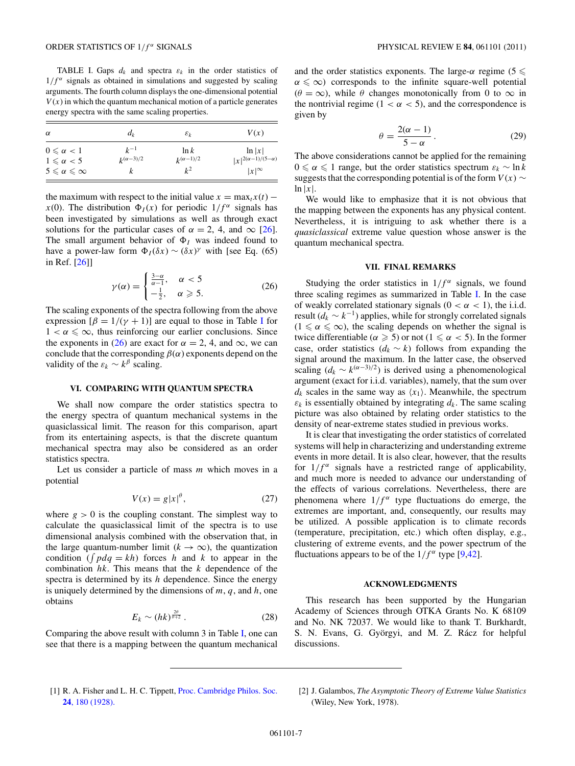TABLE I. Gaps $d_k$ and spectra $\varepsilon_k$ in the order statistics of $1/f^\alpha$ signals as obtained in simulations and suggested by scaling arguments. The fourth column displays the one-dimensional potential $V(x)$ in which the quantum mechanical motion of a particle generates energy spectra with the same scaling properties.

| $\alpha$ | $d_k$ | $\varepsilon_k$ | $V(x)$ |
|---|---|---|---|
| $0 \leqslant \alpha < 1$ | $k^{-1}$ | $\ln k$ | $\ln \lvert x \rvert$ |
| $1 \leqslant \alpha < 5$ | $k^{(\alpha-3)/2}$ | $k^{(\alpha-1)/2}$ | $\lvert x \rvert^{2(\alpha-1)/(5-\alpha)}$ |
| $5 \leqslant \alpha \leqslant \infty$ | $k$ | $k^2$ | $\lvert x \rvert^\infty$ |

the maximum with respect to the initial value $x = \max_t x(t) - x(0)$. The distribution $\Phi_I(x)$ for periodic $1/f^\alpha$ signals has been investigated by simulations as well as through exact solutions for the particular cases of $\alpha = 2$, 4, and $\infty$ [26]. The small argument behavior of $\Phi_I$ was indeed found to have a power-law form $\Phi_I(\delta x) \sim (\delta x)^\gamma$ with [see Eq. (65) in Ref. [26]]

$$\gamma(\alpha) = \begin{cases} \frac{3-\alpha}{\alpha-1}, & \alpha < 5 \\ -\frac{1}{2}, & \alpha \geqslant 5. \end{cases} \tag{26}$$

The scaling exponents of the spectra following from the above expression [$\beta = 1/(\gamma + 1)$] are equal to those in Table I for $1 < \alpha \leqslant \infty$, thus reinforcing our earlier conclusions. Since the exponents in (26) are exact for $\alpha = 2$, 4, and $\infty$, we can conclude that the corresponding $\beta(\alpha)$ exponents depend on the validity of the $\varepsilon_k \sim k^\beta$ scaling.

## VI. COMPARING WITH QUANTUM SPECTRA

We shall now compare the order statistics spectra to the energy spectra of quantum mechanical systems in the quasiclassical limit. The reason for this comparison, apart from its entertaining aspects, is that the discrete quantum mechanical spectra may also be considered as an order statistics spectra.

Let us consider a particle of mass $m$ which moves in a potential

$$V(x) = g|x|^\theta, \tag{27}$$

where $g > 0$ is the coupling constant. The simplest way to calculate the quasiclassical limit of the spectra is to use dimensional analysis combined with the observation that, in the large quantum-number limit ($k \to \infty$), the quantization condition ($\int p dq = kh$) forces $h$ and $k$ to appear in the combination $hk$. This means that the $k$ dependence of the spectra is determined by its $h$ dependence. Since the energy is uniquely determined by the dimensions of $m$, $q$, and $h$, one obtains

$$E_k \sim (hk)^{\frac{2\theta}{\theta+2}}. \tag{28}$$

Comparing the above result with column 3 in Table I, one can see that there is a mapping between the quantum mechanical and the order statistics exponents. The large-$\alpha$ regime ($5 \leqslant \alpha \leqslant \infty$) corresponds to the infinite square-well potential ($\theta = \infty$), while $\theta$ changes monotonically from 0 to $\infty$ in the nontrivial regime ($1 < \alpha < 5$), and the correspondence is given by

$$\theta = \frac{2(\alpha - 1)}{5 - \alpha}. \tag{29}$$

The above considerations cannot be applied for the remaining $0 \leqslant \alpha \leqslant 1$ range, but the order statistics spectrum $\varepsilon_k \sim \ln k$ suggests that the corresponding potential is of the form $V(x) \sim \ln |x|$.

We would like to emphasize that it is not obvious that the mapping between the exponents has any physical content. Nevertheless, it is intriguing to ask whether there is a *quasiclassical* extreme value question whose answer is the quantum mechanical spectra.

## VII. FINAL REMARKS

Studying the order statistics in $1/f^\alpha$ signals, we found three scaling regimes as summarized in Table I. In the case of weakly correlated stationary signals ($0 < \alpha < 1$), the i.i.d. result ($d_k \sim k^{-1}$) applies, while for strongly correlated signals ($1 \leqslant \alpha \leqslant \infty$), the scaling depends on whether the signal is twice differentiable ($\alpha \geqslant 5$) or not ($1 \leqslant \alpha < 5$). In the former case, order statistics ($d_k \sim k$) follows from expanding the signal around the maximum. In the latter case, the observed scaling ($d_k \sim k^{(\alpha-3)/2}$) is derived using a phenomenological argument (exact for i.i.d. variables), namely, that the sum over $d_k$ scales in the same way as $\langle x_1 \rangle$. Meanwhile, the spectrum $\varepsilon_k$ is essentially obtained by integrating $d_k$. The same scaling picture was also obtained by relating order statistics to the density of near-extreme states studied in previous works.

It is clear that investigating the order statistics of correlated systems will help in characterizing and understanding extreme events in more detail. It is also clear, however, that the results for $1/f^\alpha$ signals have a restricted range of applicability, and much more is needed to advance our understanding of the effects of various correlations. Nevertheless, there are phenomena where $1/f^\alpha$ type fluctuations do emerge, the extremes are important, and, consequently, our results may be utilized. A possible application is to climate records (temperature, precipitation, etc.) which often display, e.g., clustering of extreme events, and the power spectrum of the fluctuations appears to be of the $1/f^\alpha$ type [9,42].

## ACKNOWLEDGMENTS

This research has been supported by the Hungarian Academy of Sciences through OTKA Grants No. K 68109 and No. NK 72037. We would like to thank T. Burkhardt, S. N. Evans, G. Györgyi, and M. Z. Rácz for helpful discussions.

[1] R. A. Fisher and L. H. C. Tippett, Proc. Cambridge Philos. Soc. **24**, 180 (1928).

[2] J. Galambos, *The Asymptotic Theory of Extreme Value Statistics* (Wiley, New York, 1978).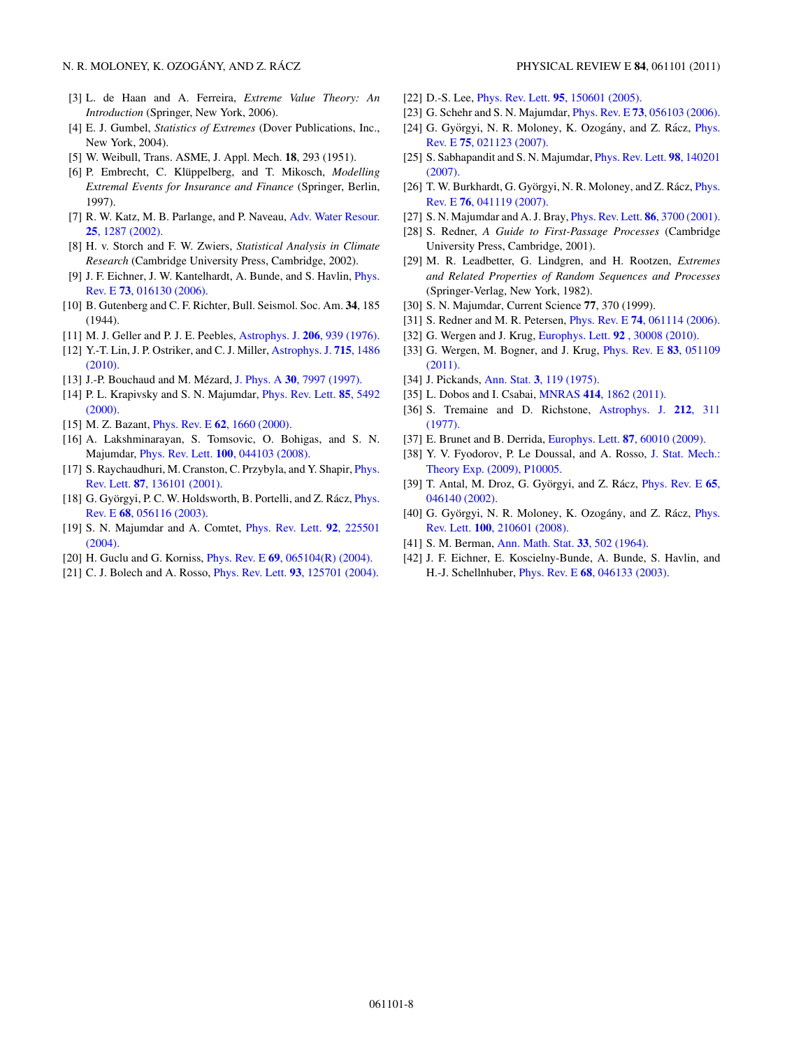[3] L. de Haan and A. Ferreira, *Extreme Value Theory: An Introduction* (Springer, New York, 2006).

[4] E. J. Gumbel, *Statistics of Extremes* (Dover Publications, Inc., New York, 2004).

[5] W. Weibull, Trans. ASME, J. Appl. Mech. **18**, 293 (1951).

[6] P. Embrecht, C. Klüppelberg, and T. Mikosch, *Modelling Extremal Events for Insurance and Finance* (Springer, Berlin, 1997).

[7] R. W. Katz, M. B. Parlange, and P. Naveau, Adv. Water Resour. **25**, 1287 (2002).

[8] H. v. Storch and F. W. Zwiers, *Statistical Analysis in Climate Research* (Cambridge University Press, Cambridge, 2002).

[9] J. F. Eichner, J. W. Kantelhardt, A. Bunde, and S. Havlin, Phys. Rev. E **73**, 016130 (2006).

[10] B. Gutenberg and C. F. Richter, Bull. Seismol. Soc. Am. **34**, 185 (1944).

[11] M. J. Geller and P. J. E. Peebles, Astrophys. J. **206**, 939 (1976).

[12] Y.-T. Lin, J. P. Ostriker, and C. J. Miller, Astrophys. J. **715**, 1486 (2010).

[13] J.-P. Bouchaud and M. Mézard, J. Phys. A **30**, 7997 (1997).

[14] P. L. Krapivsky and S. N. Majumdar, Phys. Rev. Lett. **85**, 5492 (2000).

[15] M. Z. Bazant, Phys. Rev. E **62**, 1660 (2000).

[16] A. Lakshminarayan, S. Tomsovic, O. Bohigas, and S. N. Majumdar, Phys. Rev. Lett. **100**, 044103 (2008).

[17] S. Raychaudhuri, M. Cranston, C. Przybyla, and Y. Shapir, Phys. Rev. Lett. **87**, 136101 (2001).

[18] G. Györgyi, P. C. W. Holdsworth, B. Portelli, and Z. Rácz, Phys. Rev. E **68**, 056116 (2003).

[19] S. N. Majumdar and A. Comtet, Phys. Rev. Lett. **92**, 225501 (2004).

[20] H. Guclu and G. Korniss, Phys. Rev. E **69**, 065104(R) (2004).

[21] C. J. Bolech and A. Rosso, Phys. Rev. Lett. **93**, 125701 (2004).

[22] D.-S. Lee, Phys. Rev. Lett. **95**, 150601 (2005).

[23] G. Schehr and S. N. Majumdar, Phys. Rev. E **73**, 056103 (2006).

[24] G. Györgyi, N. R. Moloney, K. Ozogány, and Z. Rácz, Phys. Rev. E **75**, 021123 (2007).

[25] S. Sabhapandit and S. N. Majumdar, Phys. Rev. Lett. **98**, 140201 (2007).

[26] T. W. Burkhardt, G. Györgyi, N. R. Moloney, and Z. Rácz, Phys. Rev. E **76**, 041119 (2007).

[27] S. N. Majumdar and A. J. Bray, Phys. Rev. Lett. **86**, 3700 (2001).

[28] S. Redner, *A Guide to First-Passage Processes* (Cambridge University Press, Cambridge, 2001).

[29] M. R. Leadbetter, G. Lindgren, and H. Rootzen, *Extremes and Related Properties of Random Sequences and Processes* (Springer-Verlag, New York, 1982).

[30] S. N. Majumdar, Current Science **77**, 370 (1999).

[31] S. Redner and M. R. Petersen, Phys. Rev. E **74**, 061114 (2006).

[32] G. Wergen and J. Krug, Europhys. Lett. **92** , 30008 (2010).

[33] G. Wergen, M. Bogner, and J. Krug, Phys. Rev. E **83**, 051109 (2011).

[34] J. Pickands, Ann. Stat. **3**, 119 (1975).

[35] L. Dobos and I. Csabai, MNRAS **414**, 1862 (2011).

[36] S. Tremaine and D. Richstone, Astrophys. J. **212**, 311 (1977).

[37] E. Brunet and B. Derrida, Europhys. Lett. **87**, 60010 (2009).

[38] Y. V. Fyodorov, P. Le Doussal, and A. Rosso, J. Stat. Mech.: Theory Exp. (2009), P10005.

[39] T. Antal, M. Droz, G. Györgyi, and Z. Rácz, Phys. Rev. E **65**, 046140 (2002).

[40] G. Györgyi, N. R. Moloney, K. Ozogány, and Z. Rácz, Phys. Rev. Lett. **100**, 210601 (2008).

[41] S. M. Berman, Ann. Math. Stat. **33**, 502 (1964).

[42] J. F. Eichner, E. Koscielny-Bunde, A. Bunde, S. Havlin, and H.-J. Schellnhuber, Phys. Rev. E **68**, 046133 (2003).